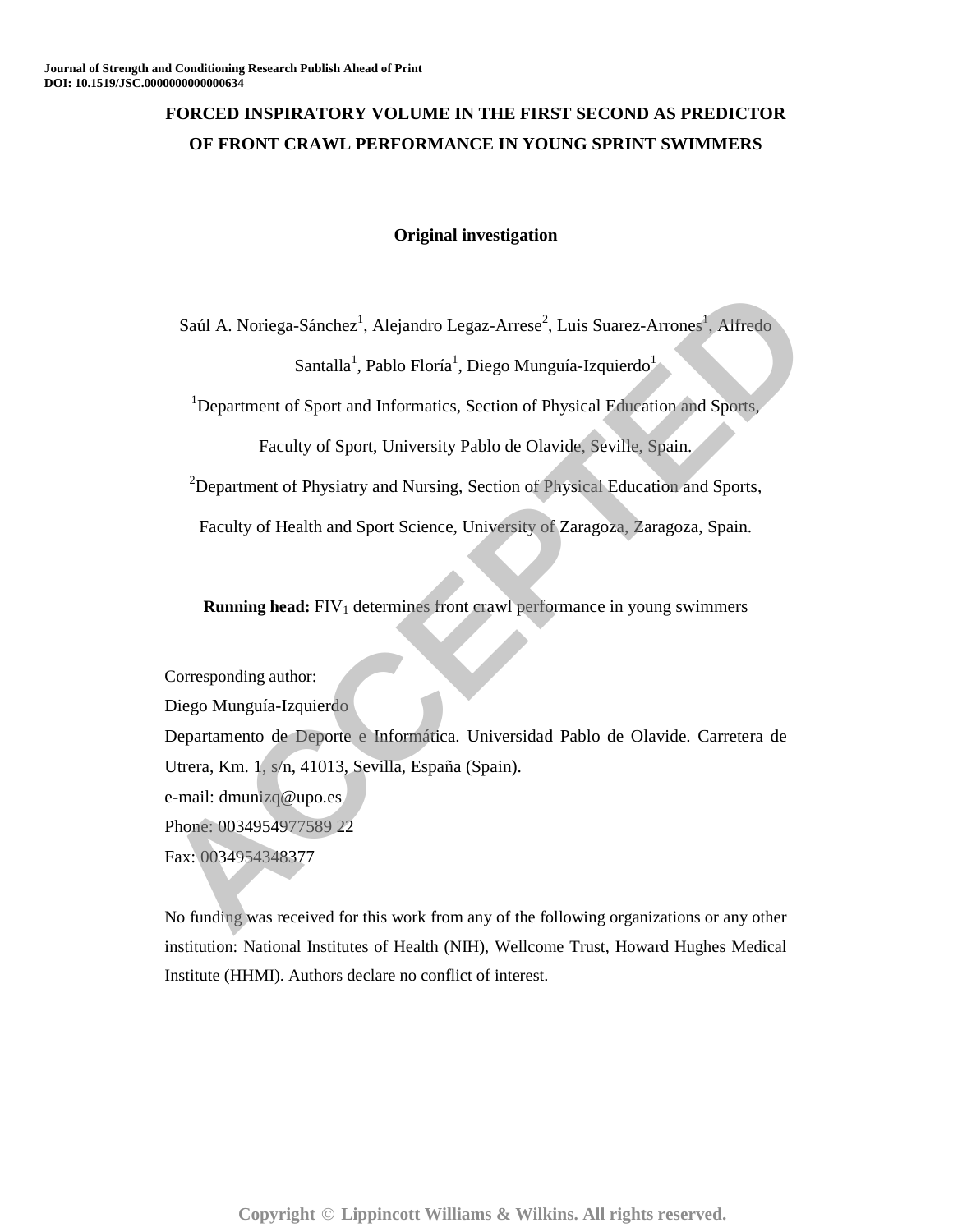# FORCED INSPIRATORY VOLUME IN THE FIRST SECOND AS PREDICTOR OF FRONT CRAWL PERFORMANCE IN YOUNG SPRINT SWIMMERS

**Original investigation**

Saúl A. Noriega-Sánchez[1], Alejandro Legaz-Arrese[2], Luis Suarez-Arrones[1], Alfredo Santalla[1], Pablo Floría[1], Diego Munguía-Izquierdo[1]

[1]Department of Sport and Informatics, Section of Physical Education and Sports, Faculty of Sport, University Pablo de Olavide, Seville, Spain.

[2]Department of Physiatry and Nursing, Section of Physical Education and Sports, Faculty of Health and Sport Science, University of Zaragoza, Zaragoza, Spain.

**Running head:** $FIV_1$ determines front crawl performance in young swimmers

Corresponding author:
Diego Munguía-Izquierdo
Departamento de Deporte e Informática. Universidad Pablo de Olavide. Carretera de Utrera, Km. 1, s/n, 41013, Sevilla, España (Spain).
e-mail: dmunizq@upo.es
Phone: 0034954977589 22
Fax: 0034954348377

No funding was received for this work from any of the following organizations or any other institution: National Institutes of Health (NIH), Wellcome Trust, Howard Hughes Medical Institute (HHMI). Authors declare no conflict of interest.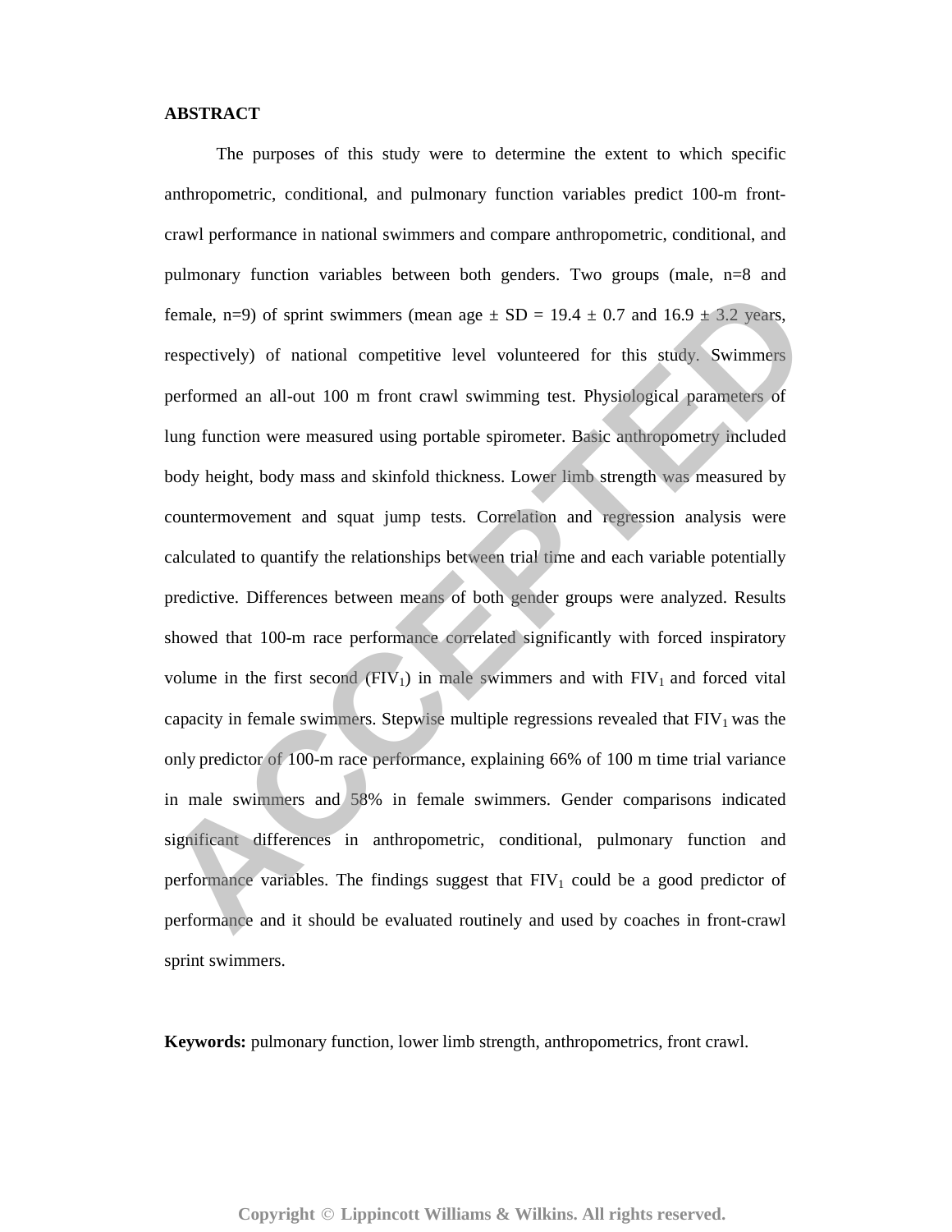**ABSTRACT**

The purposes of this study were to determine the extent to which specific anthropometric, conditional, and pulmonary function variables predict 100-m front-crawl performance in national swimmers and compare anthropometric, conditional, and pulmonary function variables between both genders. Two groups (male, n=8 and female, n=9) of sprint swimmers (mean age ± SD = 19.4 ± 0.7 and 16.9 ± 3.2 years, respectively) of national competitive level volunteered for this study. Swimmers performed an all-out 100 m front crawl swimming test. Physiological parameters of lung function were measured using portable spirometer. Basic anthropometry included body height, body mass and skinfold thickness. Lower limb strength was measured by countermovement and squat jump tests. Correlation and regression analysis were calculated to quantify the relationships between trial time and each variable potentially predictive. Differences between means of both gender groups were analyzed. Results showed that 100-m race performance correlated significantly with forced inspiratory volume in the first second ($FIV_1$) in male swimmers and with $FIV_1$ and forced vital capacity in female swimmers. Stepwise multiple regressions revealed that $FIV_1$ was the only predictor of 100-m race performance, explaining 66% of 100 m time trial variance in male swimmers and 58% in female swimmers. Gender comparisons indicated significant differences in anthropometric, conditional, pulmonary function and performance variables. The findings suggest that $FIV_1$ could be a good predictor of performance and it should be evaluated routinely and used by coaches in front-crawl sprint swimmers.

**Keywords:** pulmonary function, lower limb strength, anthropometrics, front crawl.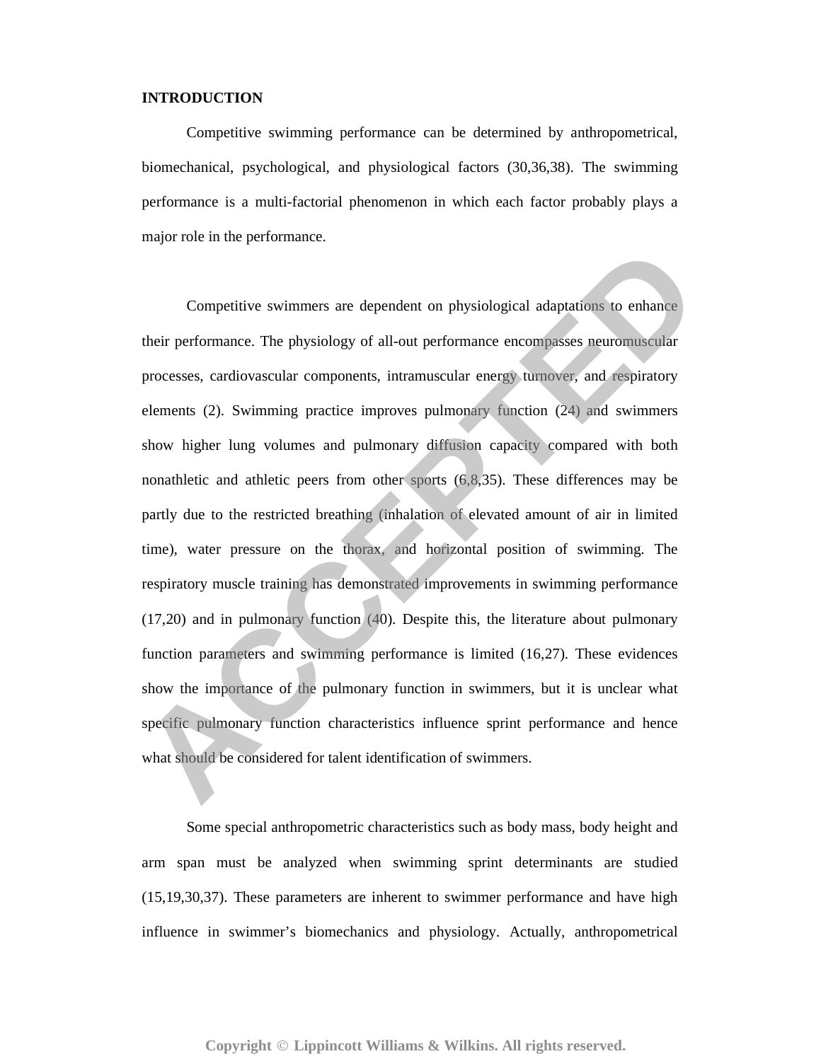## INTRODUCTION

Competitive swimming performance can be determined by anthropometrical, biomechanical, psychological, and physiological factors (30,36,38). The swimming performance is a multi-factorial phenomenon in which each factor probably plays a major role in the performance.

Competitive swimmers are dependent on physiological adaptations to enhance their performance. The physiology of all-out performance encompasses neuromuscular processes, cardiovascular components, intramuscular energy turnover, and respiratory elements (2). Swimming practice improves pulmonary function (24) and swimmers show higher lung volumes and pulmonary diffusion capacity compared with both nonathletic and athletic peers from other sports (6,8,35). These differences may be partly due to the restricted breathing (inhalation of elevated amount of air in limited time), water pressure on the thorax, and horizontal position of swimming. The respiratory muscle training has demonstrated improvements in swimming performance (17,20) and in pulmonary function (40). Despite this, the literature about pulmonary function parameters and swimming performance is limited (16,27). These evidences show the importance of the pulmonary function in swimmers, but it is unclear what specific pulmonary function characteristics influence sprint performance and hence what should be considered for talent identification of swimmers.

Some special anthropometric characteristics such as body mass, body height and arm span must be analyzed when swimming sprint determinants are studied (15,19,30,37). These parameters are inherent to swimmer performance and have high influence in swimmer's biomechanics and physiology. Actually, anthropometrical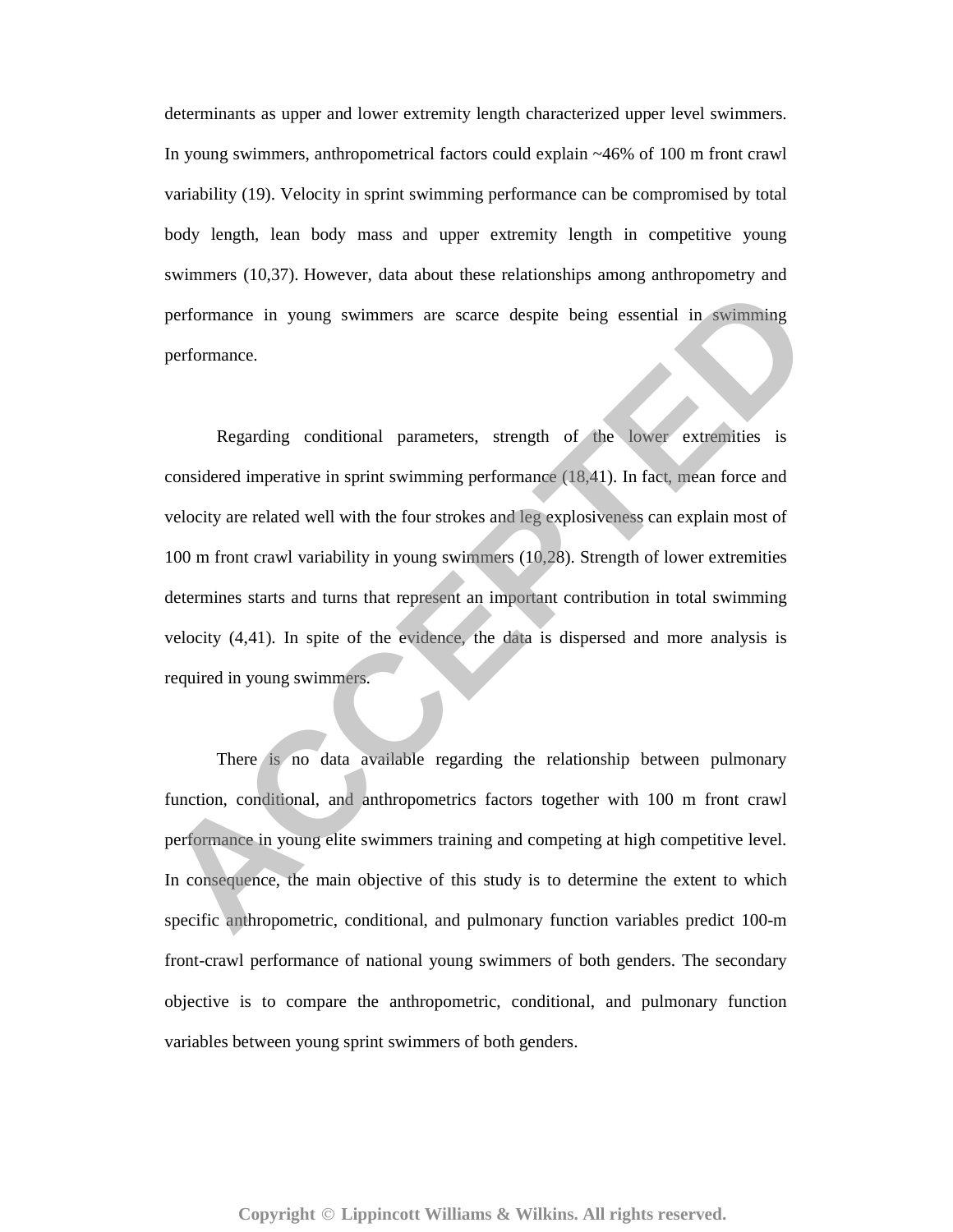determinants as upper and lower extremity length characterized upper level swimmers. In young swimmers, anthropometrical factors could explain ~46% of 100 m front crawl variability (19). Velocity in sprint swimming performance can be compromised by total body length, lean body mass and upper extremity length in competitive young swimmers (10,37). However, data about these relationships among anthropometry and performance in young swimmers are scarce despite being essential in swimming performance.

Regarding conditional parameters, strength of the lower extremities is considered imperative in sprint swimming performance (18,41). In fact, mean force and velocity are related well with the four strokes and leg explosiveness can explain most of 100 m front crawl variability in young swimmers (10,28). Strength of lower extremities determines starts and turns that represent an important contribution in total swimming velocity (4,41). In spite of the evidence, the data is dispersed and more analysis is required in young swimmers.

There is no data available regarding the relationship between pulmonary function, conditional, and anthropometrics factors together with 100 m front crawl performance in young elite swimmers training and competing at high competitive level. In consequence, the main objective of this study is to determine the extent to which specific anthropometric, conditional, and pulmonary function variables predict 100-m front-crawl performance of national young swimmers of both genders. The secondary objective is to compare the anthropometric, conditional, and pulmonary function variables between young sprint swimmers of both genders.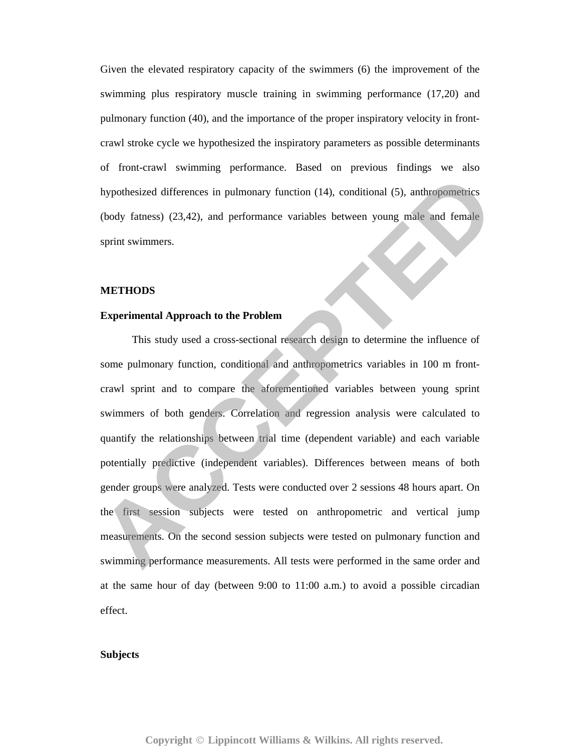Given the elevated respiratory capacity of the swimmers (6) the improvement of the swimming plus respiratory muscle training in swimming performance (17,20) and pulmonary function (40), and the importance of the proper inspiratory velocity in front-crawl stroke cycle we hypothesized the inspiratory parameters as possible determinants of front-crawl swimming performance. Based on previous findings we also hypothesized differences in pulmonary function (14), conditional (5), anthropometrics (body fatness) (23,42), and performance variables between young male and female sprint swimmers.

## METHODS

### Experimental Approach to the Problem

This study used a cross-sectional research design to determine the influence of some pulmonary function, conditional and anthropometrics variables in 100 m front-crawl sprint and to compare the aforementioned variables between young sprint swimmers of both genders. Correlation and regression analysis were calculated to quantify the relationships between trial time (dependent variable) and each variable potentially predictive (independent variables). Differences between means of both gender groups were analyzed. Tests were conducted over 2 sessions 48 hours apart. On the first session subjects were tested on anthropometric and vertical jump measurements. On the second session subjects were tested on pulmonary function and swimming performance measurements. All tests were performed in the same order and at the same hour of day (between 9:00 to 11:00 a.m.) to avoid a possible circadian effect.

### Subjects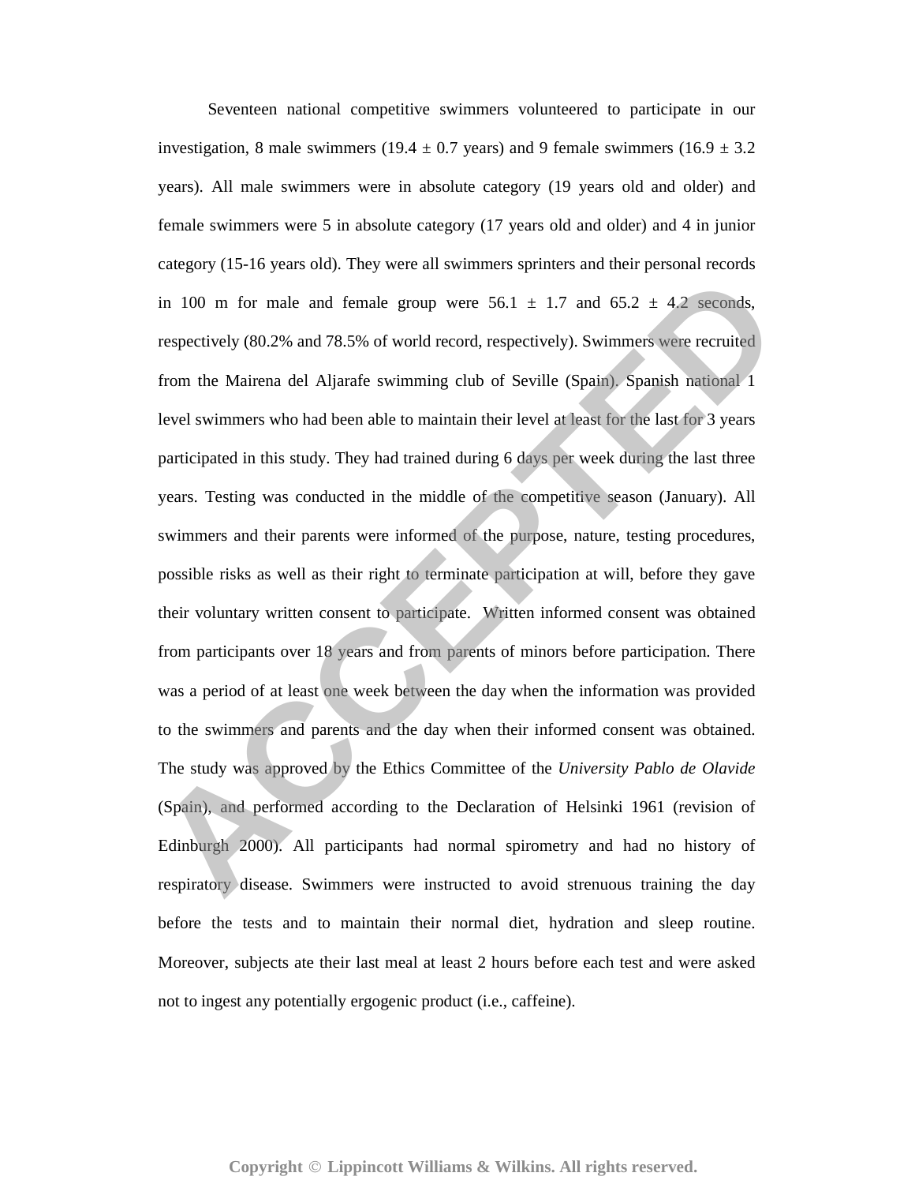Seventeen national competitive swimmers volunteered to participate in our investigation, 8 male swimmers (19.4 ± 0.7 years) and 9 female swimmers (16.9 ± 3.2 years). All male swimmers were in absolute category (19 years old and older) and female swimmers were 5 in absolute category (17 years old and older) and 4 in junior category (15-16 years old). They were all swimmers sprinters and their personal records in 100 m for male and female group were 56.1 ± 1.7 and 65.2 ± 4.2 seconds, respectively (80.2% and 78.5% of world record, respectively). Swimmers were recruited from the Mairena del Aljarafe swimming club of Seville (Spain). Spanish national 1 level swimmers who had been able to maintain their level at least for the last for 3 years participated in this study. They had trained during 6 days per week during the last three years. Testing was conducted in the middle of the competitive season (January). All swimmers and their parents were informed of the purpose, nature, testing procedures, possible risks as well as their right to terminate participation at will, before they gave their voluntary written consent to participate. Written informed consent was obtained from participants over 18 years and from parents of minors before participation. There was a period of at least one week between the day when the information was provided to the swimmers and parents and the day when their informed consent was obtained. The study was approved by the Ethics Committee of the *University Pablo de Olavide* (Spain), and performed according to the Declaration of Helsinki 1961 (revision of Edinburgh 2000). All participants had normal spirometry and had no history of respiratory disease. Swimmers were instructed to avoid strenuous training the day before the tests and to maintain their normal diet, hydration and sleep routine. Moreover, subjects ate their last meal at least 2 hours before each test and were asked not to ingest any potentially ergogenic product (i.e., caffeine).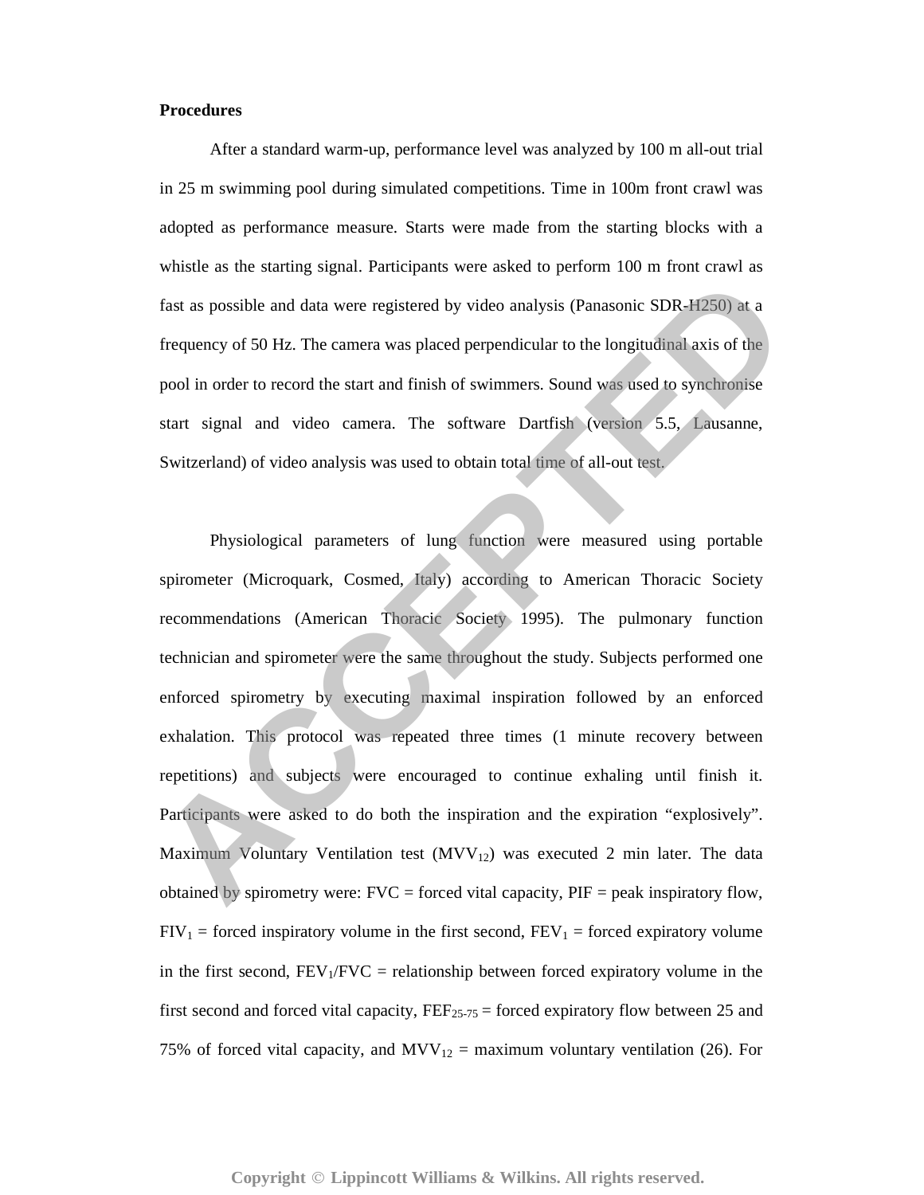**Procedures**

After a standard warm-up, performance level was analyzed by 100 m all-out trial in 25 m swimming pool during simulated competitions. Time in 100m front crawl was adopted as performance measure. Starts were made from the starting blocks with a whistle as the starting signal. Participants were asked to perform 100 m front crawl as fast as possible and data were registered by video analysis (Panasonic SDR-H250) at a frequency of 50 Hz. The camera was placed perpendicular to the longitudinal axis of the pool in order to record the start and finish of swimmers. Sound was used to synchronise start signal and video camera. The software Dartfish (version 5.5, Lausanne, Switzerland) of video analysis was used to obtain total time of all-out test.

Physiological parameters of lung function were measured using portable spirometer (Microquark, Cosmed, Italy) according to American Thoracic Society recommendations (American Thoracic Society 1995). The pulmonary function technician and spirometer were the same throughout the study. Subjects performed one enforced spirometry by executing maximal inspiration followed by an enforced exhalation. This protocol was repeated three times (1 minute recovery between repetitions) and subjects were encouraged to continue exhaling until finish it. Participants were asked to do both the inspiration and the expiration "explosively". Maximum Voluntary Ventilation test ($MVV_{12}$) was executed 2 min later. The data obtained by spirometry were: FVC = forced vital capacity, PIF = peak inspiratory flow, $FIV_1$ = forced inspiratory volume in the first second, $FEV_1$ = forced expiratory volume in the first second, $FEV_1/FVC$ = relationship between forced expiratory volume in the first second and forced vital capacity, $FEF_{25-75}$ = forced expiratory flow between 25 and 75% of forced vital capacity, and $MVV_{12}$ = maximum voluntary ventilation (26). For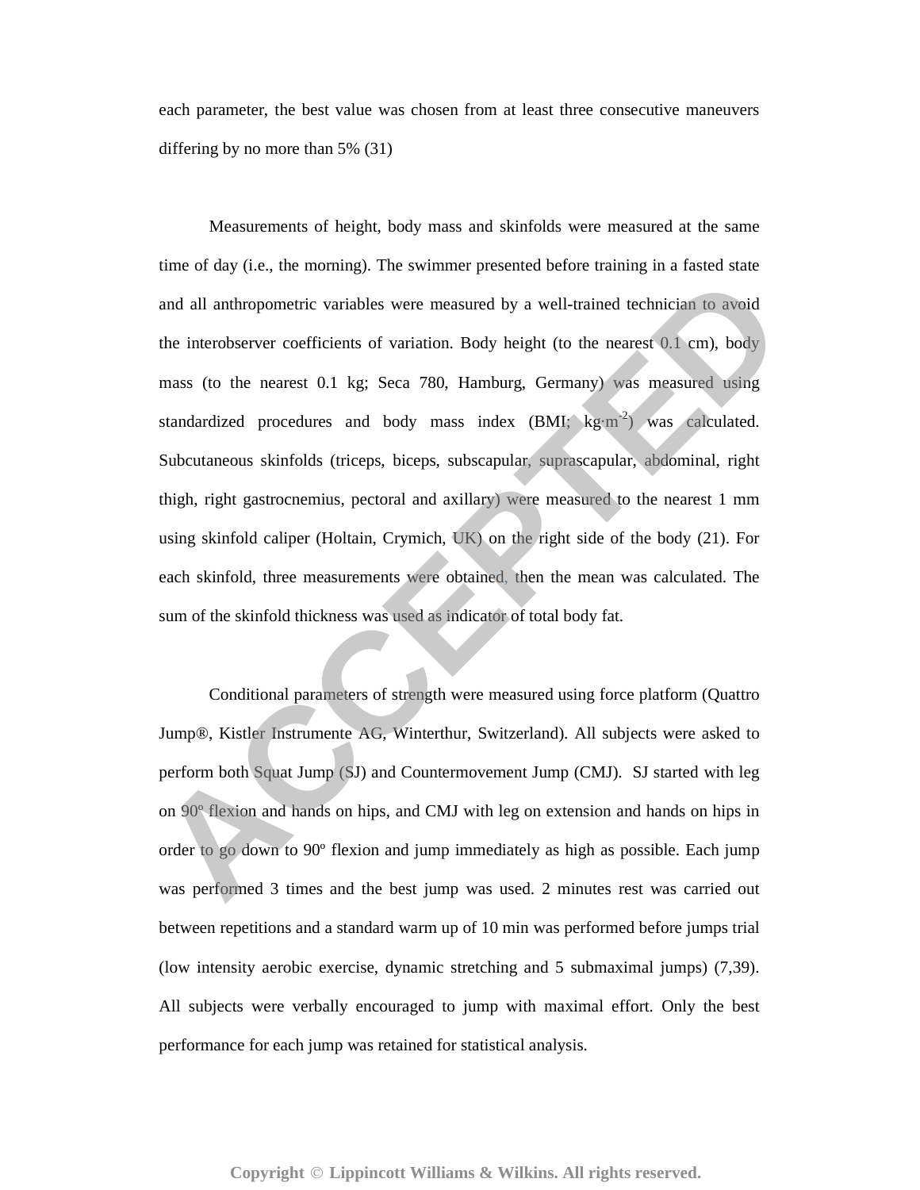each parameter, the best value was chosen from at least three consecutive maneuvers differing by no more than 5% (31)

Measurements of height, body mass and skinfolds were measured at the same time of day (i.e., the morning). The swimmer presented before training in a fasted state and all anthropometric variables were measured by a well-trained technician to avoid the interobserver coefficients of variation. Body height (to the nearest 0.1 cm), body mass (to the nearest 0.1 kg; Seca 780, Hamburg, Germany) was measured using standardized procedures and body mass index (BMI; kg·m$^{-2}$) was calculated. Subcutaneous skinfolds (triceps, biceps, subscapular, suprascapular, abdominal, right thigh, right gastrocnemius, pectoral and axillary) were measured to the nearest 1 mm using skinfold caliper (Holtain, Crymich, UK) on the right side of the body (21). For each skinfold, three measurements were obtained, then the mean was calculated. The sum of the skinfold thickness was used as indicator of total body fat.

Conditional parameters of strength were measured using force platform (Quattro Jump®, Kistler Instrumente AG, Winterthur, Switzerland). All subjects were asked to perform both Squat Jump (SJ) and Countermovement Jump (CMJ). SJ started with leg on 90º flexion and hands on hips, and CMJ with leg on extension and hands on hips in order to go down to 90º flexion and jump immediately as high as possible. Each jump was performed 3 times and the best jump was used. 2 minutes rest was carried out between repetitions and a standard warm up of 10 min was performed before jumps trial (low intensity aerobic exercise, dynamic stretching and 5 submaximal jumps) (7,39). All subjects were verbally encouraged to jump with maximal effort. Only the best performance for each jump was retained for statistical analysis.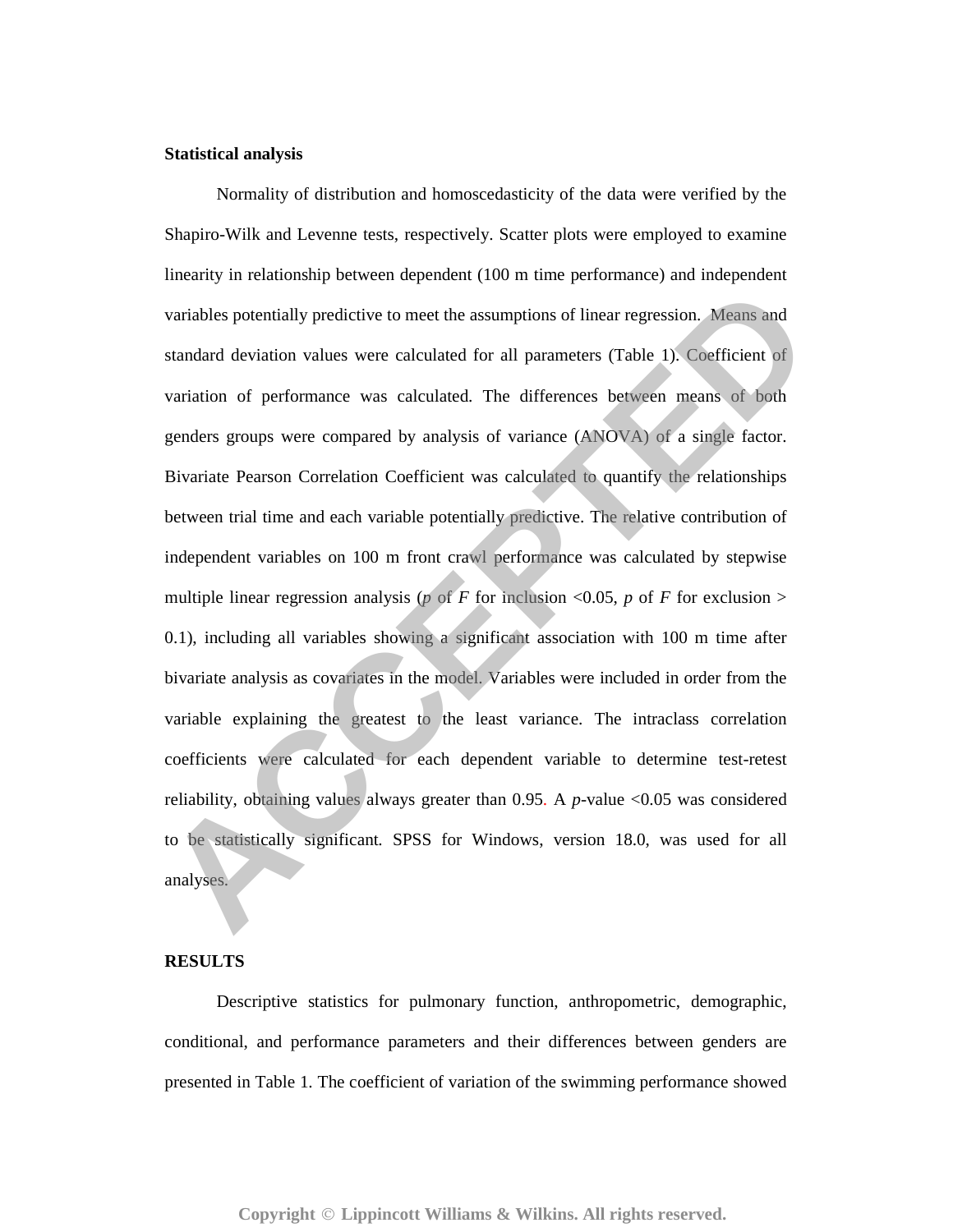**Statistical analysis**

Normality of distribution and homoscedasticity of the data were verified by the Shapiro-Wilk and Levenne tests, respectively. Scatter plots were employed to examine linearity in relationship between dependent (100 m time performance) and independent variables potentially predictive to meet the assumptions of linear regression. Means and standard deviation values were calculated for all parameters (Table 1). Coefficient of variation of performance was calculated. The differences between means of both genders groups were compared by analysis of variance (ANOVA) of a single factor. Bivariate Pearson Correlation Coefficient was calculated to quantify the relationships between trial time and each variable potentially predictive. The relative contribution of independent variables on 100 m front crawl performance was calculated by stepwise multiple linear regression analysis ($p$ of $F$ for inclusion $<0.05$, $p$ of $F$ for exclusion $>$ 0.1), including all variables showing a significant association with 100 m time after bivariate analysis as covariates in the model. Variables were included in order from the variable explaining the greatest to the least variance. The intraclass correlation coefficients were calculated for each dependent variable to determine test-retest reliability, obtaining values always greater than 0.95. A $p$-value $<0.05$ was considered to be statistically significant. SPSS for Windows, version 18.0, was used for all analyses.

**RESULTS**

Descriptive statistics for pulmonary function, anthropometric, demographic, conditional, and performance parameters and their differences between genders are presented in Table 1. The coefficient of variation of the swimming performance showed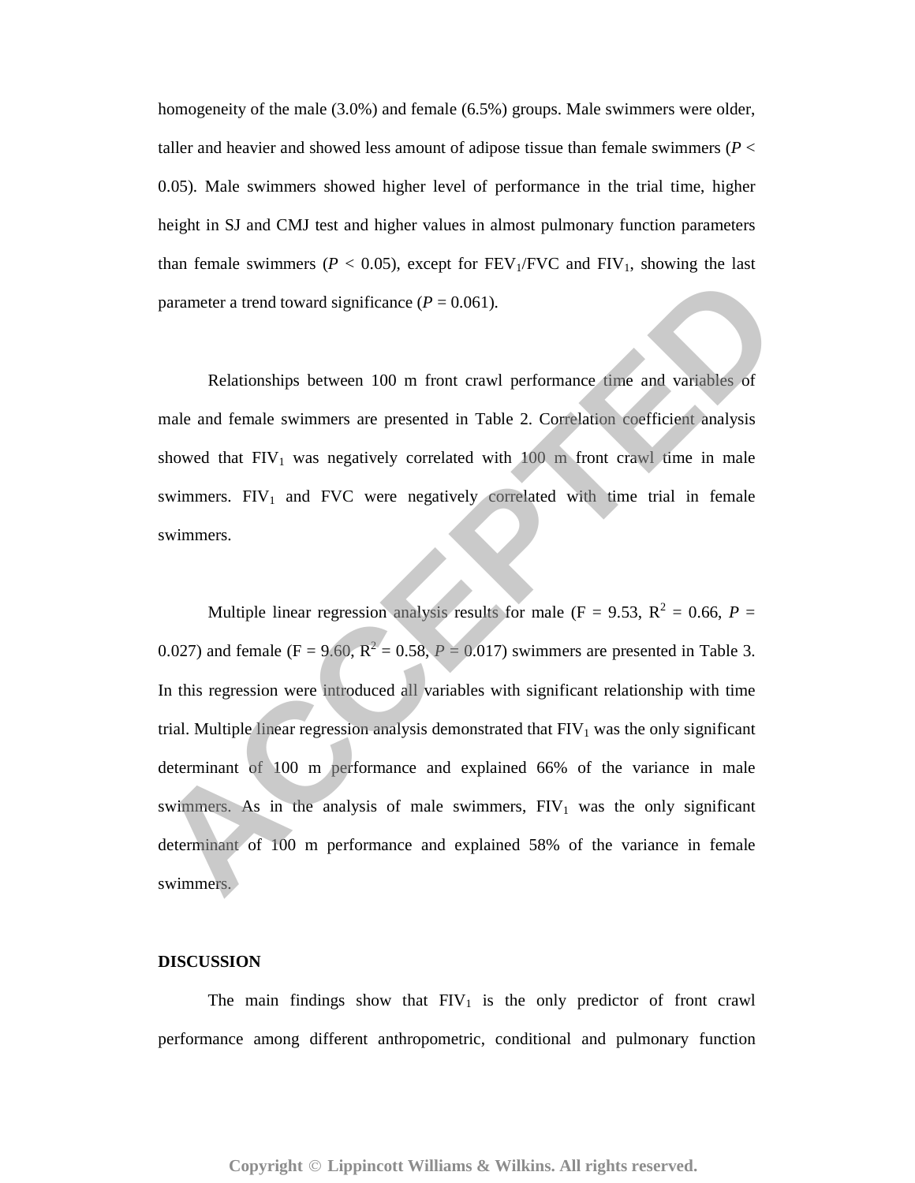homogeneity of the male (3.0%) and female (6.5%) groups. Male swimmers were older, taller and heavier and showed less amount of adipose tissue than female swimmers ($P < 0.05$). Male swimmers showed higher level of performance in the trial time, higher height in SJ and CMJ test and higher values in almost pulmonary function parameters than female swimmers ($P < 0.05$), except for $FEV_1$/FVC and $FIV_1$, showing the last parameter a trend toward significance ($P = 0.061$).

Relationships between 100 m front crawl performance time and variables of male and female swimmers are presented in Table 2. Correlation coefficient analysis showed that $FIV_1$ was negatively correlated with 100 m front crawl time in male swimmers. $FIV_1$ and FVC were negatively correlated with time trial in female swimmers.

Multiple linear regression analysis results for male (F = 9.53, $R^2 = 0.66$, $P = 0.027$) and female (F = 9.60, $R^2 = 0.58$, $P = 0.017$) swimmers are presented in Table 3. In this regression were introduced all variables with significant relationship with time trial. Multiple linear regression analysis demonstrated that $FIV_1$ was the only significant determinant of 100 m performance and explained 66% of the variance in male swimmers. As in the analysis of male swimmers, $FIV_1$ was the only significant determinant of 100 m performance and explained 58% of the variance in female swimmers.

## DISCUSSION

The main findings show that $FIV_1$ is the only predictor of front crawl performance among different anthropometric, conditional and pulmonary function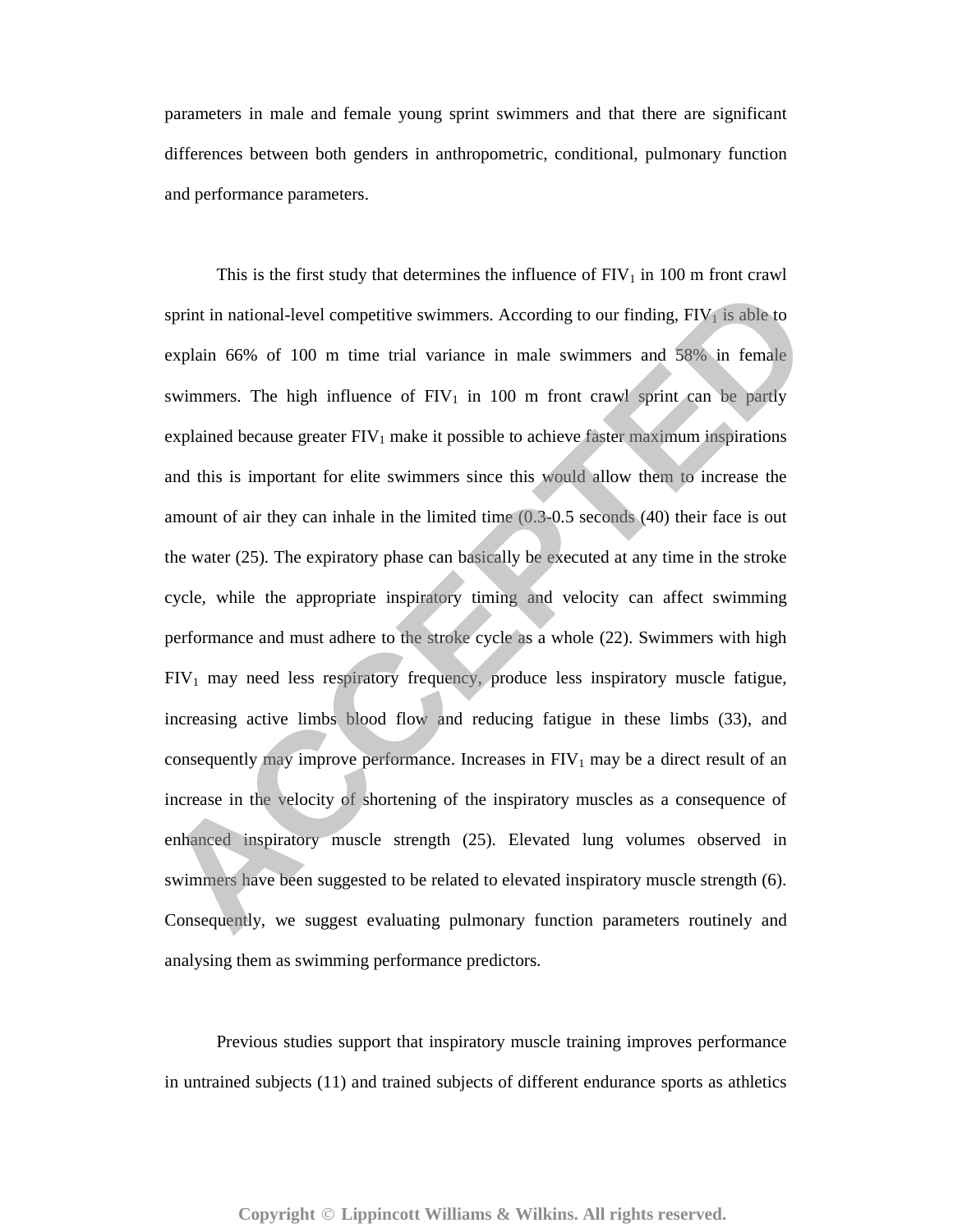parameters in male and female young sprint swimmers and that there are significant differences between both genders in anthropometric, conditional, pulmonary function and performance parameters.

This is the first study that determines the influence of $FIV_1$ in 100 m front crawl sprint in national-level competitive swimmers. According to our finding, $FIV_1$ is able to explain 66% of 100 m time trial variance in male swimmers and 58% in female swimmers. The high influence of $FIV_1$ in 100 m front crawl sprint can be partly explained because greater $FIV_1$ make it possible to achieve faster maximum inspirations and this is important for elite swimmers since this would allow them to increase the amount of air they can inhale in the limited time (0.3-0.5 seconds (40) their face is out the water (25). The expiratory phase can basically be executed at any time in the stroke cycle, while the appropriate inspiratory timing and velocity can affect swimming performance and must adhere to the stroke cycle as a whole (22). Swimmers with high $FIV_1$ may need less respiratory frequency, produce less inspiratory muscle fatigue, increasing active limbs blood flow and reducing fatigue in these limbs (33), and consequently may improve performance. Increases in $FIV_1$ may be a direct result of an increase in the velocity of shortening of the inspiratory muscles as a consequence of enhanced inspiratory muscle strength (25). Elevated lung volumes observed in swimmers have been suggested to be related to elevated inspiratory muscle strength (6). Consequently, we suggest evaluating pulmonary function parameters routinely and analysing them as swimming performance predictors.

Previous studies support that inspiratory muscle training improves performance in untrained subjects (11) and trained subjects of different endurance sports as athletics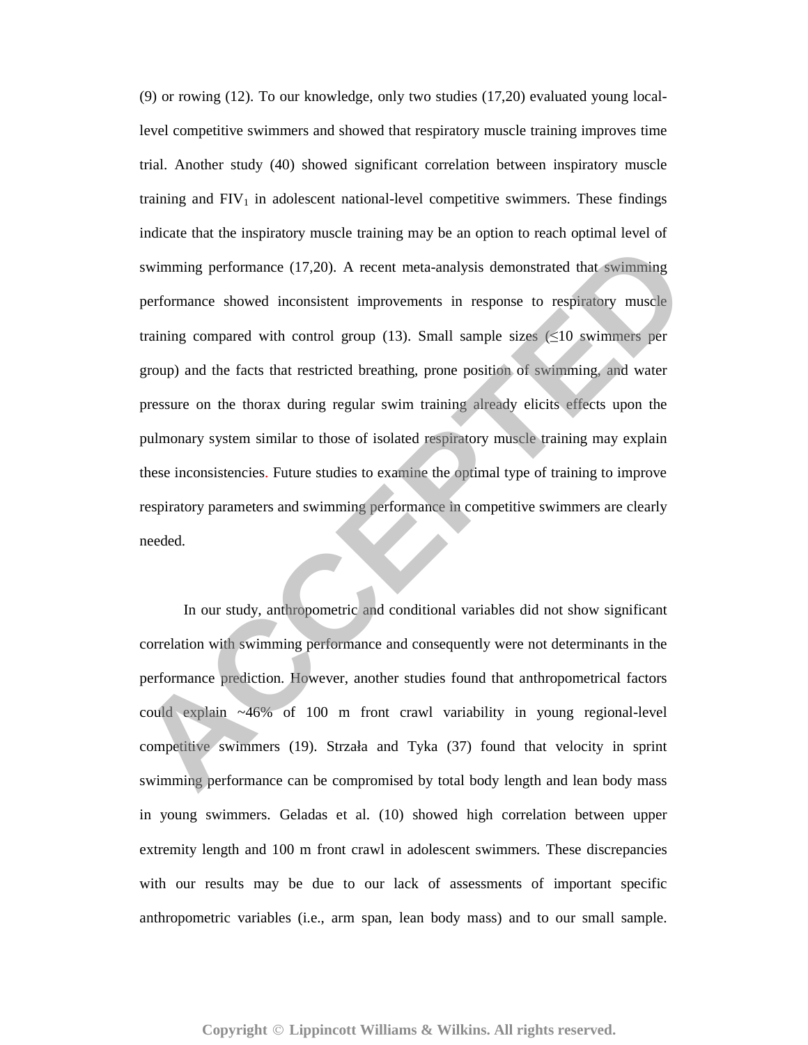(9) or rowing (12). To our knowledge, only two studies (17,20) evaluated young local-level competitive swimmers and showed that respiratory muscle training improves time trial. Another study (40) showed significant correlation between inspiratory muscle training and $FIV_1$ in adolescent national-level competitive swimmers. These findings indicate that the inspiratory muscle training may be an option to reach optimal level of swimming performance (17,20). A recent meta-analysis demonstrated that swimming performance showed inconsistent improvements in response to respiratory muscle training compared with control group (13). Small sample sizes ($\leq$10 swimmers per group) and the facts that restricted breathing, prone position of swimming, and water pressure on the thorax during regular swim training already elicits effects upon the pulmonary system similar to those of isolated respiratory muscle training may explain these inconsistencies. Future studies to examine the optimal type of training to improve respiratory parameters and swimming performance in competitive swimmers are clearly needed.

In our study, anthropometric and conditional variables did not show significant correlation with swimming performance and consequently were not determinants in the performance prediction. However, another studies found that anthropometrical factors could explain ~46% of 100 m front crawl variability in young regional-level competitive swimmers (19). Strzała and Tyka (37) found that velocity in sprint swimming performance can be compromised by total body length and lean body mass in young swimmers. Geladas et al. (10) showed high correlation between upper extremity length and 100 m front crawl in adolescent swimmers. These discrepancies with our results may be due to our lack of assessments of important specific anthropometric variables (i.e., arm span, lean body mass) and to our small sample.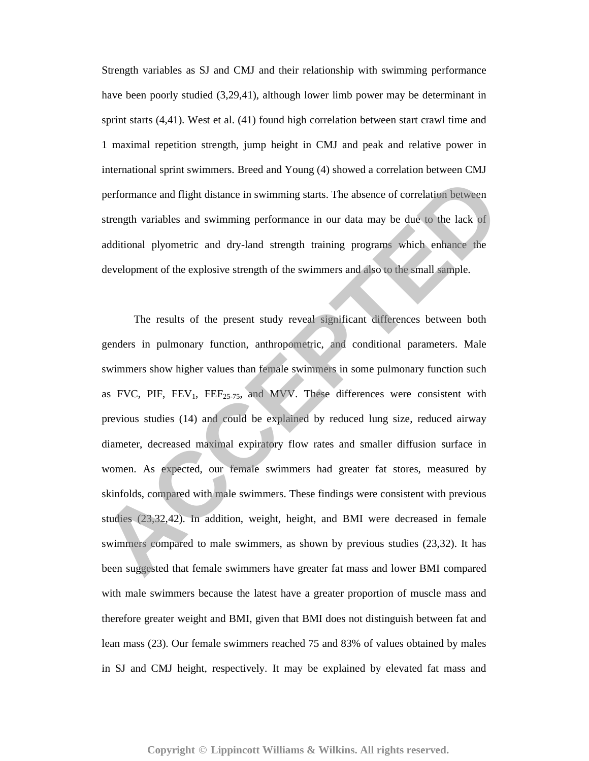Strength variables as SJ and CMJ and their relationship with swimming performance have been poorly studied (3,29,41), although lower limb power may be determinant in sprint starts (4,41). West et al. (41) found high correlation between start crawl time and 1 maximal repetition strength, jump height in CMJ and peak and relative power in international sprint swimmers. Breed and Young (4) showed a correlation between CMJ performance and flight distance in swimming starts. The absence of correlation between strength variables and swimming performance in our data may be due to the lack of additional plyometric and dry-land strength training programs which enhance the development of the explosive strength of the swimmers and also to the small sample.

The results of the present study reveal significant differences between both genders in pulmonary function, anthropometric, and conditional parameters. Male swimmers show higher values than female swimmers in some pulmonary function such as FVC, PIF, $FEV_1$, $FEF_{25-75}$, and MVV. These differences were consistent with previous studies (14) and could be explained by reduced lung size, reduced airway diameter, decreased maximal expiratory flow rates and smaller diffusion surface in women. As expected, our female swimmers had greater fat stores, measured by skinfolds, compared with male swimmers. These findings were consistent with previous studies (23,32,42). In addition, weight, height, and BMI were decreased in female swimmers compared to male swimmers, as shown by previous studies (23,32). It has been suggested that female swimmers have greater fat mass and lower BMI compared with male swimmers because the latest have a greater proportion of muscle mass and therefore greater weight and BMI, given that BMI does not distinguish between fat and lean mass (23). Our female swimmers reached 75 and 83% of values obtained by males in SJ and CMJ height, respectively. It may be explained by elevated fat mass and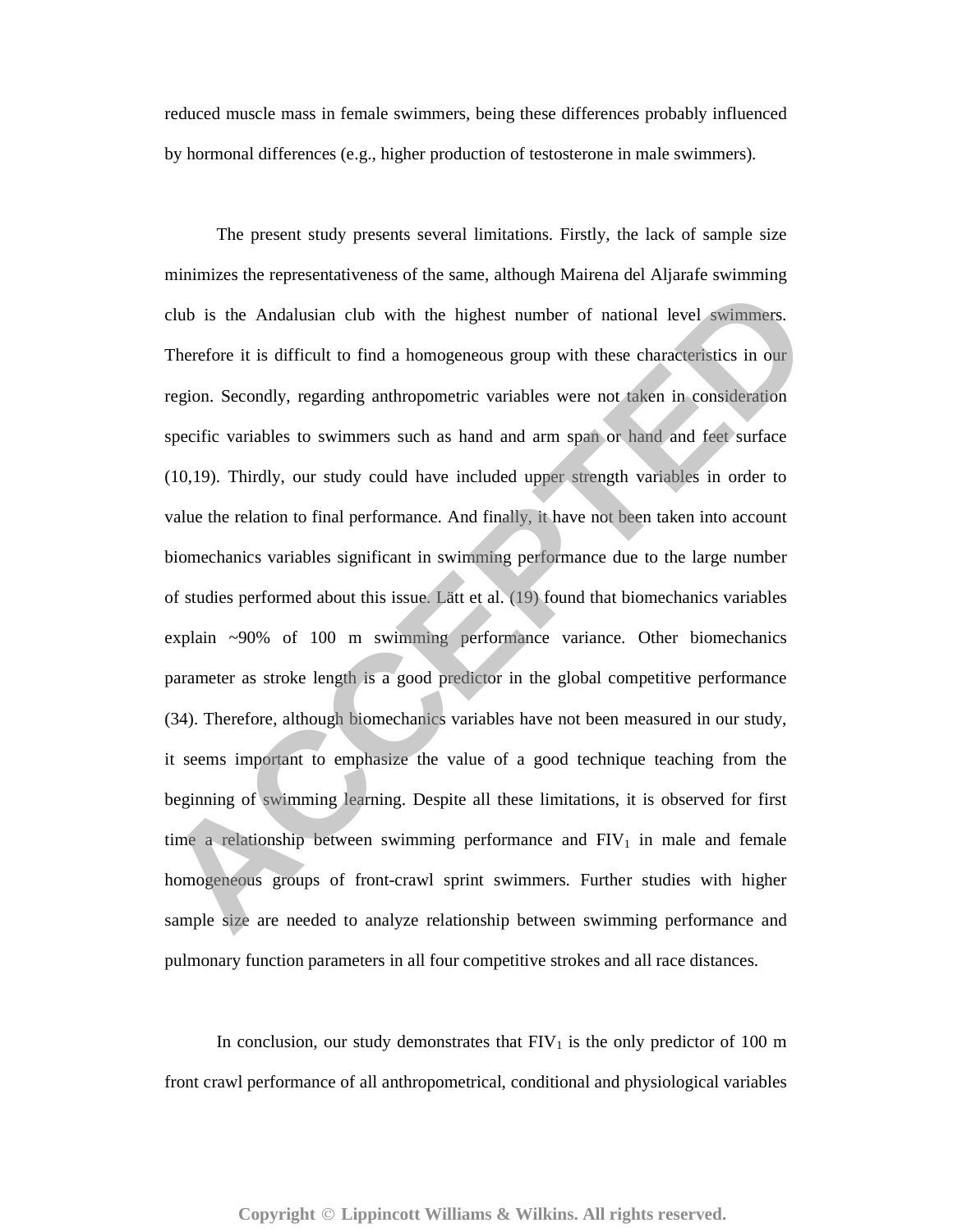reduced muscle mass in female swimmers, being these differences probably influenced by hormonal differences (e.g., higher production of testosterone in male swimmers).

The present study presents several limitations. Firstly, the lack of sample size minimizes the representativeness of the same, although Mairena del Aljarafe swimming club is the Andalusian club with the highest number of national level swimmers. Therefore it is difficult to find a homogeneous group with these characteristics in our region. Secondly, regarding anthropometric variables were not taken in consideration specific variables to swimmers such as hand and arm span or hand and feet surface (10,19). Thirdly, our study could have included upper strength variables in order to value the relation to final performance. And finally, it have not been taken into account biomechanics variables significant in swimming performance due to the large number of studies performed about this issue. Lätt et al. (19) found that biomechanics variables explain ~90% of 100 m swimming performance variance. Other biomechanics parameter as stroke length is a good predictor in the global competitive performance (34). Therefore, although biomechanics variables have not been measured in our study, it seems important to emphasize the value of a good technique teaching from the beginning of swimming learning. Despite all these limitations, it is observed for first time a relationship between swimming performance and $FIV_1$ in male and female homogeneous groups of front-crawl sprint swimmers. Further studies with higher sample size are needed to analyze relationship between swimming performance and pulmonary function parameters in all four competitive strokes and all race distances.

In conclusion, our study demonstrates that $FIV_1$ is the only predictor of 100 m front crawl performance of all anthropometrical, conditional and physiological variables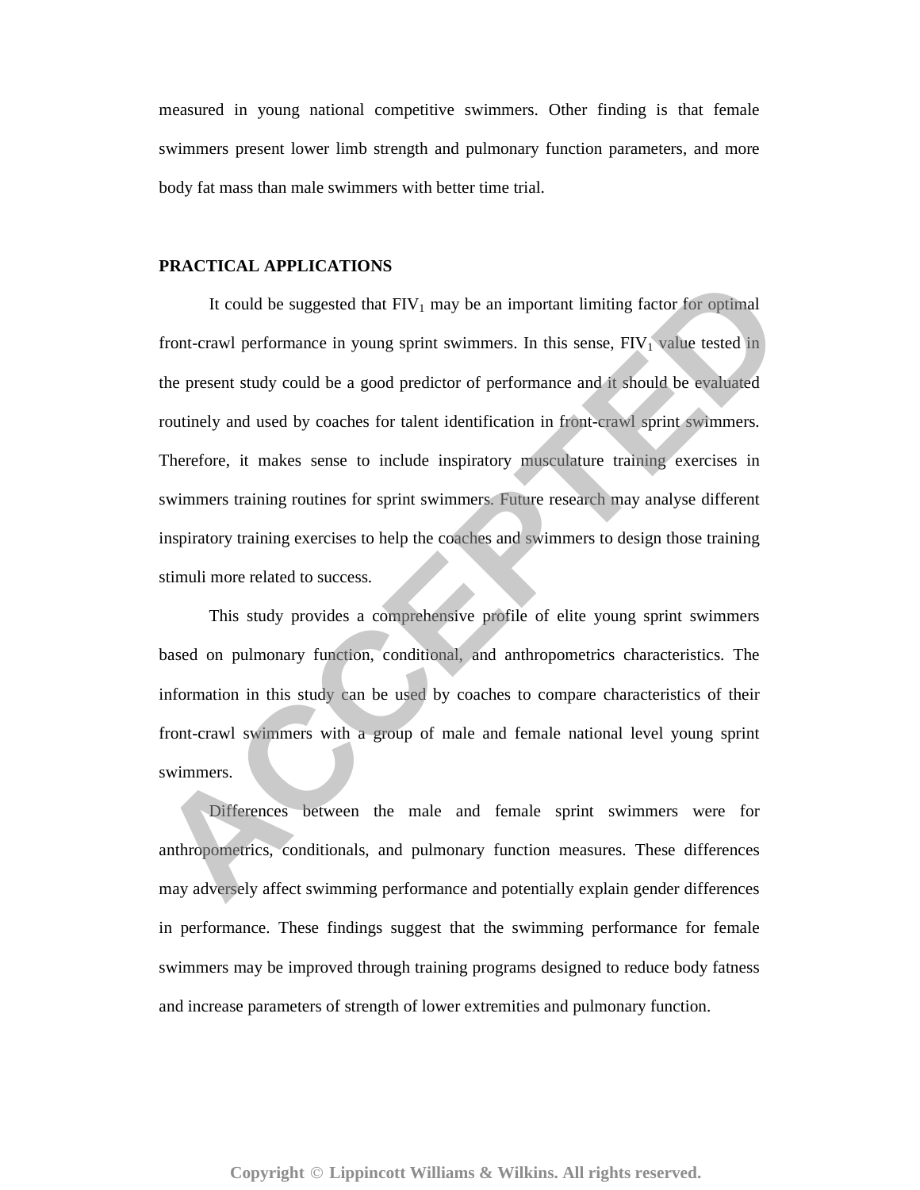measured in young national competitive swimmers. Other finding is that female swimmers present lower limb strength and pulmonary function parameters, and more body fat mass than male swimmers with better time trial.

## PRACTICAL APPLICATIONS

It could be suggested that $FIV_1$ may be an important limiting factor for optimal front-crawl performance in young sprint swimmers. In this sense, $FIV_1$ value tested in the present study could be a good predictor of performance and it should be evaluated routinely and used by coaches for talent identification in front-crawl sprint swimmers. Therefore, it makes sense to include inspiratory musculature training exercises in swimmers training routines for sprint swimmers. Future research may analyse different inspiratory training exercises to help the coaches and swimmers to design those training stimuli more related to success.

This study provides a comprehensive profile of elite young sprint swimmers based on pulmonary function, conditional, and anthropometrics characteristics. The information in this study can be used by coaches to compare characteristics of their front-crawl swimmers with a group of male and female national level young sprint swimmers.

Differences between the male and female sprint swimmers were for anthropometrics, conditionals, and pulmonary function measures. These differences may adversely affect swimming performance and potentially explain gender differences in performance. These findings suggest that the swimming performance for female swimmers may be improved through training programs designed to reduce body fatness and increase parameters of strength of lower extremities and pulmonary function.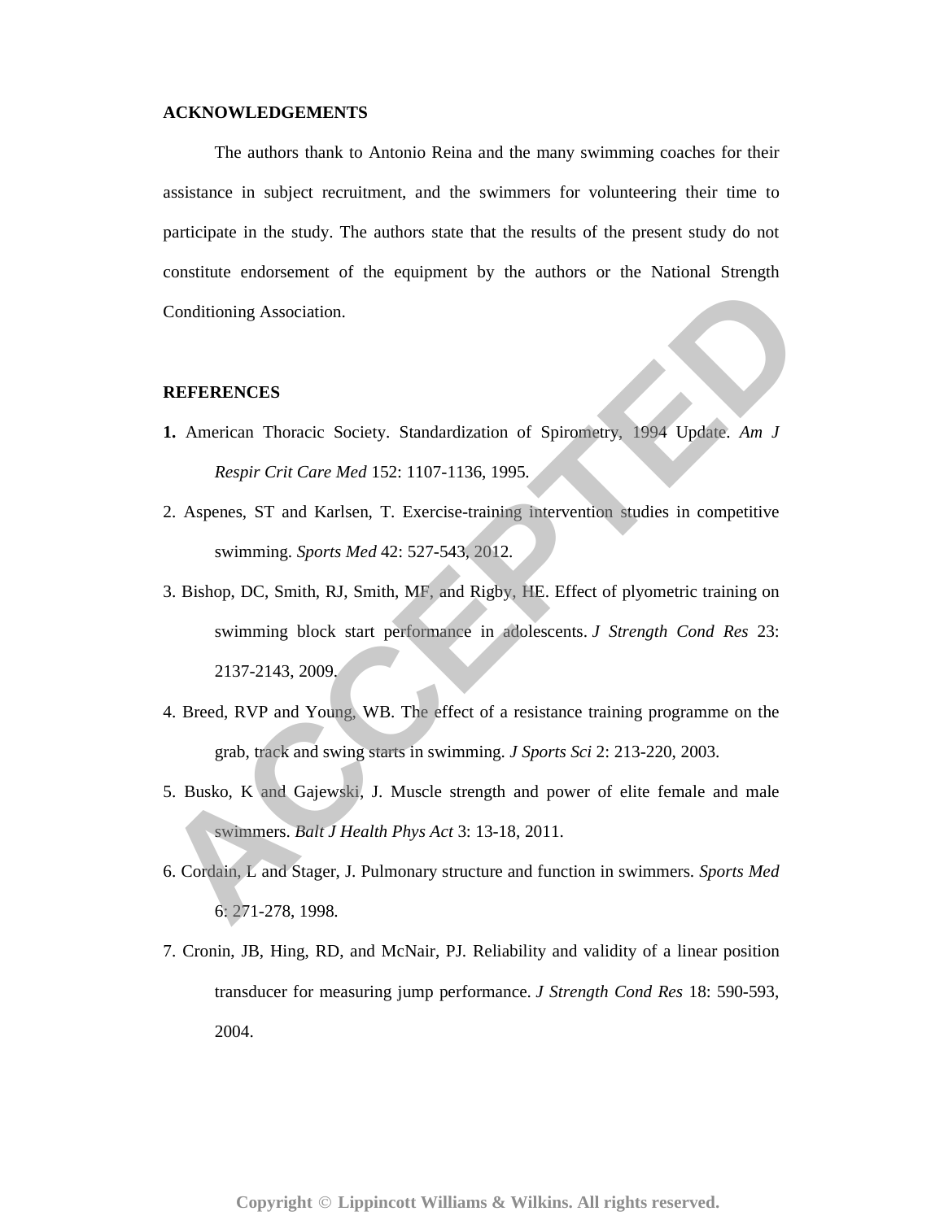## ACKNOWLEDGEMENTS

The authors thank to Antonio Reina and the many swimming coaches for their assistance in subject recruitment, and the swimmers for volunteering their time to participate in the study. The authors state that the results of the present study do not constitute endorsement of the equipment by the authors or the National Strength Conditioning Association.

## REFERENCES

**1.** American Thoracic Society. Standardization of Spirometry, 1994 Update. *Am J Respir Crit Care Med* 152: 1107-1136, 1995.

2. Aspenes, ST and Karlsen, T. Exercise-training intervention studies in competitive swimming. *Sports Med* 42: 527-543, 2012.

3. Bishop, DC, Smith, RJ, Smith, MF, and Rigby, HE. Effect of plyometric training on swimming block start performance in adolescents. *J Strength Cond Res* 23: 2137-2143, 2009.

4. Breed, RVP and Young, WB. The effect of a resistance training programme on the grab, track and swing starts in swimming. *J Sports Sci* 2: 213-220, 2003.

5. Busko, K and Gajewski, J. Muscle strength and power of elite female and male swimmers. *Balt J Health Phys Act* 3: 13-18, 2011.

6. Cordain, L and Stager, J. Pulmonary structure and function in swimmers. *Sports Med* 6: 271-278, 1998.

7. Cronin, JB, Hing, RD, and McNair, PJ. Reliability and validity of a linear position transducer for measuring jump performance. *J Strength Cond Res* 18: 590-593, 2004.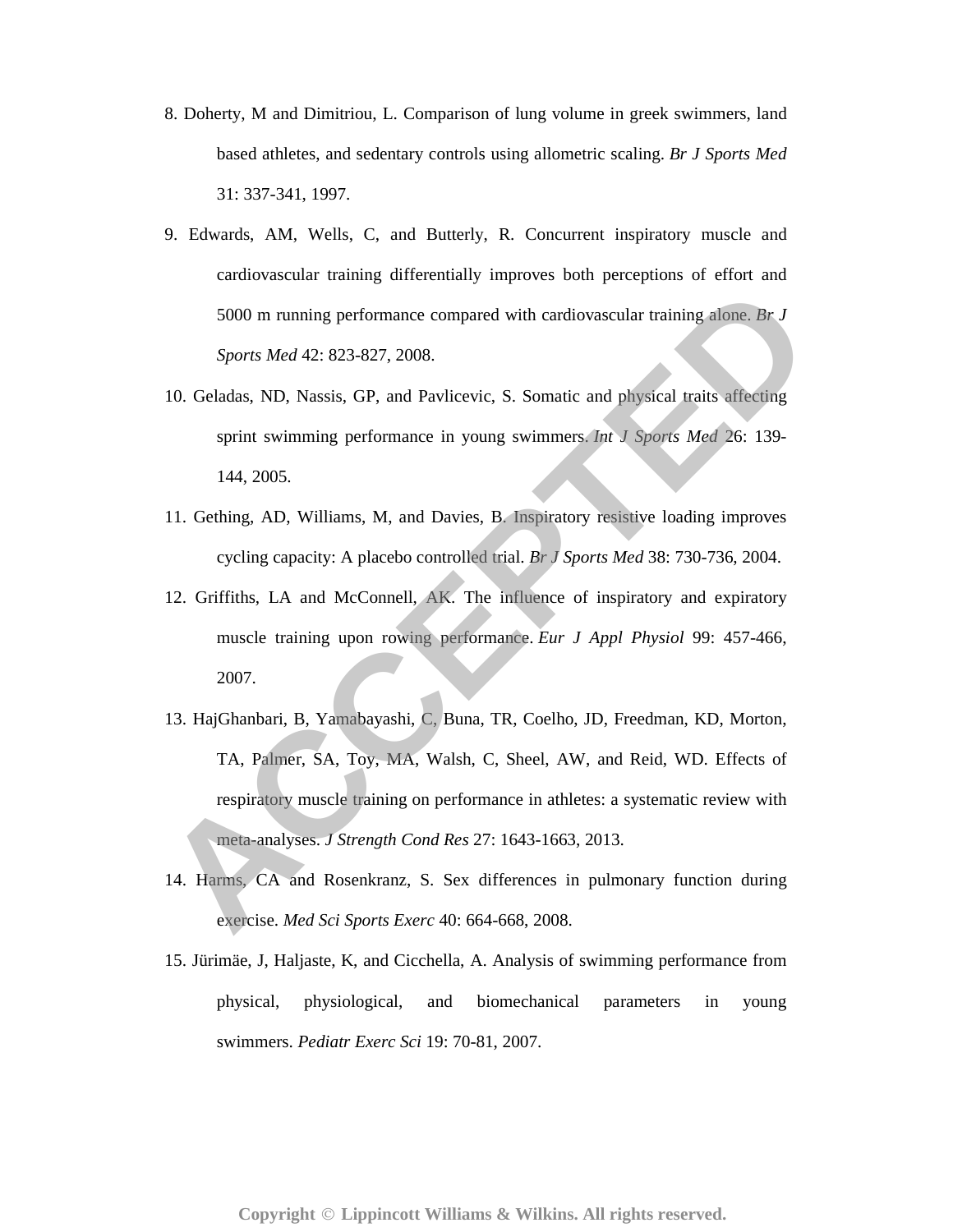8. Doherty, M and Dimitriou, L. Comparison of lung volume in greek swimmers, land based athletes, and sedentary controls using allometric scaling. *Br J Sports Med* 31: 337-341, 1997.

9. Edwards, AM, Wells, C, and Butterly, R. Concurrent inspiratory muscle and cardiovascular training differentially improves both perceptions of effort and 5000 m running performance compared with cardiovascular training alone. *Br J Sports Med* 42: 823-827, 2008.

10. Geladas, ND, Nassis, GP, and Pavlicevic, S. Somatic and physical traits affecting sprint swimming performance in young swimmers. *Int J Sports Med* 26: 139-144, 2005.

11. Gething, AD, Williams, M, and Davies, B. Inspiratory resistive loading improves cycling capacity: A placebo controlled trial. *Br J Sports Med* 38: 730-736, 2004.

12. Griffiths, LA and McConnell, AK. The influence of inspiratory and expiratory muscle training upon rowing performance. *Eur J Appl Physiol* 99: 457-466, 2007.

13. HajGhanbari, B, Yamabayashi, C, Buna, TR, Coelho, JD, Freedman, KD, Morton, TA, Palmer, SA, Toy, MA, Walsh, C, Sheel, AW, and Reid, WD. Effects of respiratory muscle training on performance in athletes: a systematic review with meta-analyses. *J Strength Cond Res* 27: 1643-1663, 2013.

14. Harms, CA and Rosenkranz, S. Sex differences in pulmonary function during exercise. *Med Sci Sports Exerc* 40: 664-668, 2008.

15. Jürimäe, J, Haljaste, K, and Cicchella, A. Analysis of swimming performance from physical, physiological, and biomechanical parameters in young swimmers. *Pediatr Exerc Sci* 19: 70-81, 2007.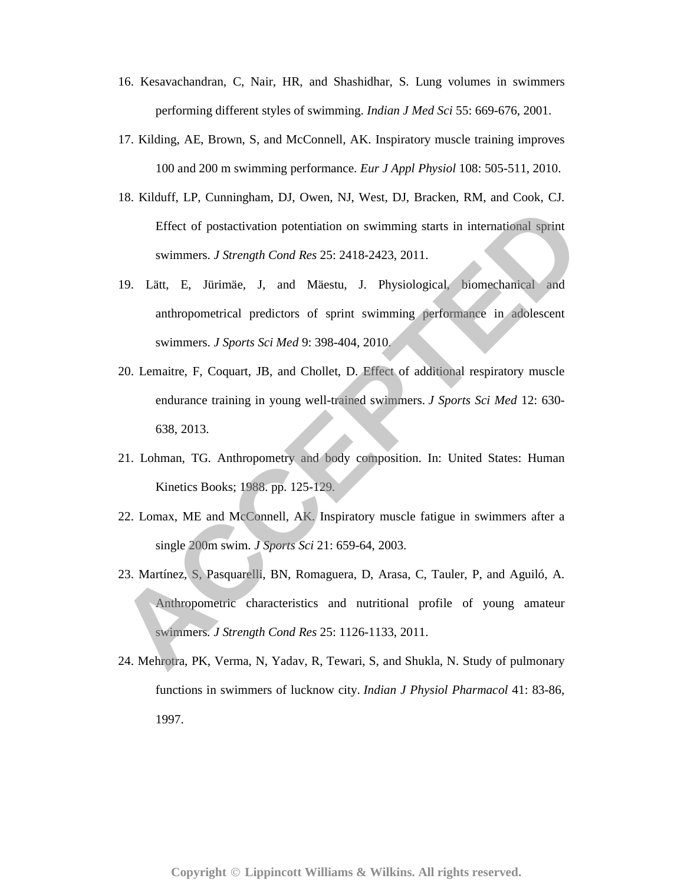16. Kesavachandran, C, Nair, HR, and Shashidhar, S. Lung volumes in swimmers performing different styles of swimming. *Indian J Med Sci* 55: 669-676, 2001.

17. Kilding, AE, Brown, S, and McConnell, AK. Inspiratory muscle training improves 100 and 200 m swimming performance. *Eur J Appl Physiol* 108: 505-511, 2010.

18. Kilduff, LP, Cunningham, DJ, Owen, NJ, West, DJ, Bracken, RM, and Cook, CJ. Effect of postactivation potentiation on swimming starts in international sprint swimmers. *J Strength Cond Res* 25: 2418-2423, 2011.

19. Lätt, E, Jürimäe, J, and Mäestu, J. Physiological, biomechanical and anthropometrical predictors of sprint swimming performance in adolescent swimmers. *J Sports Sci Med* 9: 398-404, 2010.

20. Lemaitre, F, Coquart, JB, and Chollet, D. Effect of additional respiratory muscle endurance training in young well-trained swimmers. *J Sports Sci Med* 12: 630-638, 2013.

21. Lohman, TG. Anthropometry and body composition. In: United States: Human Kinetics Books; 1988. pp. 125-129.

22. Lomax, ME and McConnell, AK. Inspiratory muscle fatigue in swimmers after a single 200m swim. *J Sports Sci* 21: 659-64, 2003.

23. Martínez, S, Pasquarelli, BN, Romaguera, D, Arasa, C, Tauler, P, and Aguiló, A. Anthropometric characteristics and nutritional profile of young amateur swimmers. *J Strength Cond Res* 25: 1126-1133, 2011.

24. Mehrotra, PK, Verma, N, Yadav, R, Tewari, S, and Shukla, N. Study of pulmonary functions in swimmers of lucknow city. *Indian J Physiol Pharmacol* 41: 83-86, 1997.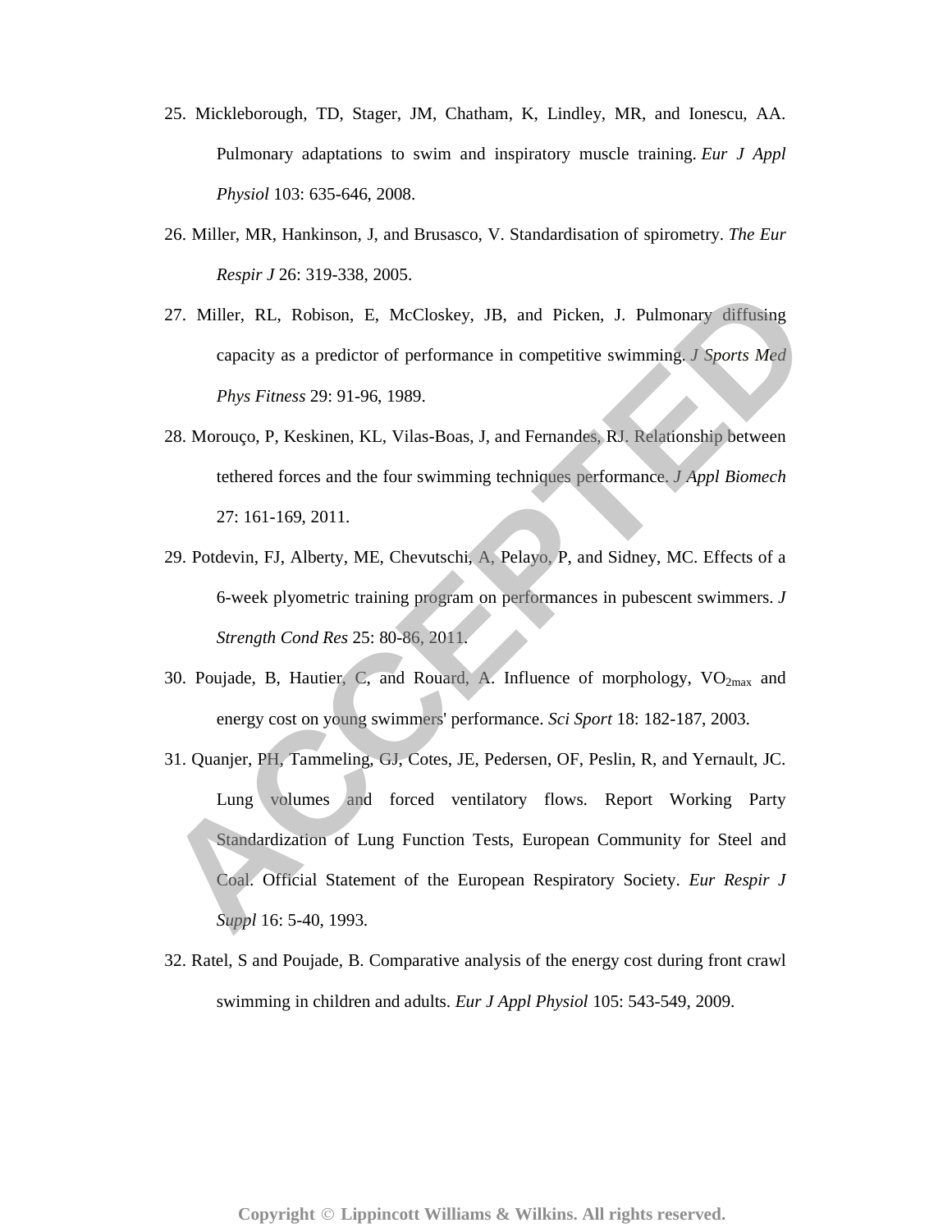25. Mickleborough, TD, Stager, JM, Chatham, K, Lindley, MR, and Ionescu, AA. Pulmonary adaptations to swim and inspiratory muscle training. *Eur J Appl Physiol* 103: 635-646, 2008.

26. Miller, MR, Hankinson, J, and Brusasco, V. Standardisation of spirometry. *The Eur Respir J* 26: 319-338, 2005.

27. Miller, RL, Robison, E, McCloskey, JB, and Picken, J. Pulmonary diffusing capacity as a predictor of performance in competitive swimming. *J Sports Med Phys Fitness* 29: 91-96, 1989.

28. Morouço, P, Keskinen, KL, Vilas-Boas, J, and Fernandes, RJ. Relationship between tethered forces and the four swimming techniques performance. *J Appl Biomech* 27: 161-169, 2011.

29. Potdevin, FJ, Alberty, ME, Chevutschi, A, Pelayo, P, and Sidney, MC. Effects of a 6-week plyometric training program on performances in pubescent swimmers. *J Strength Cond Res* 25: 80-86, 2011.

30. Poujade, B, Hautier, C, and Rouard, A. Influence of morphology, $VO_{2max}$ and energy cost on young swimmers' performance. *Sci Sport* 18: 182-187, 2003.

31. Quanjer, PH, Tammeling, GJ, Cotes, JE, Pedersen, OF, Peslin, R, and Yernault, JC. Lung volumes and forced ventilatory flows. Report Working Party Standardization of Lung Function Tests, European Community for Steel and Coal. Official Statement of the European Respiratory Society. *Eur Respir J Suppl* 16: 5-40, 1993.

32. Ratel, S and Poujade, B. Comparative analysis of the energy cost during front crawl swimming in children and adults. *Eur J Appl Physiol* 105: 543-549, 2009.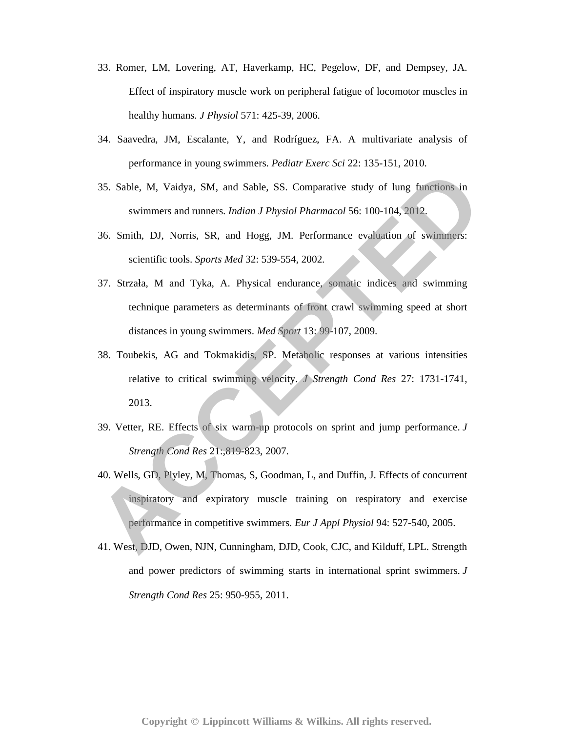33. Romer, LM, Lovering, AT, Haverkamp, HC, Pegelow, DF, and Dempsey, JA. Effect of inspiratory muscle work on peripheral fatigue of locomotor muscles in healthy humans. *J Physiol* 571: 425-39, 2006.

34. Saavedra, JM, Escalante, Y, and Rodríguez, FA. A multivariate analysis of performance in young swimmers. *Pediatr Exerc Sci* 22: 135-151, 2010.

35. Sable, M, Vaidya, SM, and Sable, SS. Comparative study of lung functions in swimmers and runners. *Indian J Physiol Pharmacol* 56: 100-104, 2012.

36. Smith, DJ, Norris, SR, and Hogg, JM. Performance evaluation of swimmers: scientific tools. *Sports Med* 32: 539-554, 2002.

37. Strzała, M and Tyka, A. Physical endurance, somatic indices and swimming technique parameters as determinants of front crawl swimming speed at short distances in young swimmers. *Med Sport* 13: 99-107, 2009.

38. Toubekis, AG and Tokmakidis, SP. Metabolic responses at various intensities relative to critical swimming velocity. *J Strength Cond Res* 27: 1731-1741, 2013.

39. Vetter, RE. Effects of six warm-up protocols on sprint and jump performance. *J Strength Cond Res* 21:,819-823, 2007.

40. Wells, GD, Plyley, M, Thomas, S, Goodman, L, and Duffin, J. Effects of concurrent inspiratory and expiratory muscle training on respiratory and exercise performance in competitive swimmers. *Eur J Appl Physiol* 94: 527-540, 2005.

41. West, DJD, Owen, NJN, Cunningham, DJD, Cook, CJC, and Kilduff, LPL. Strength and power predictors of swimming starts in international sprint swimmers. *J Strength Cond Res* 25: 950-955, 2011.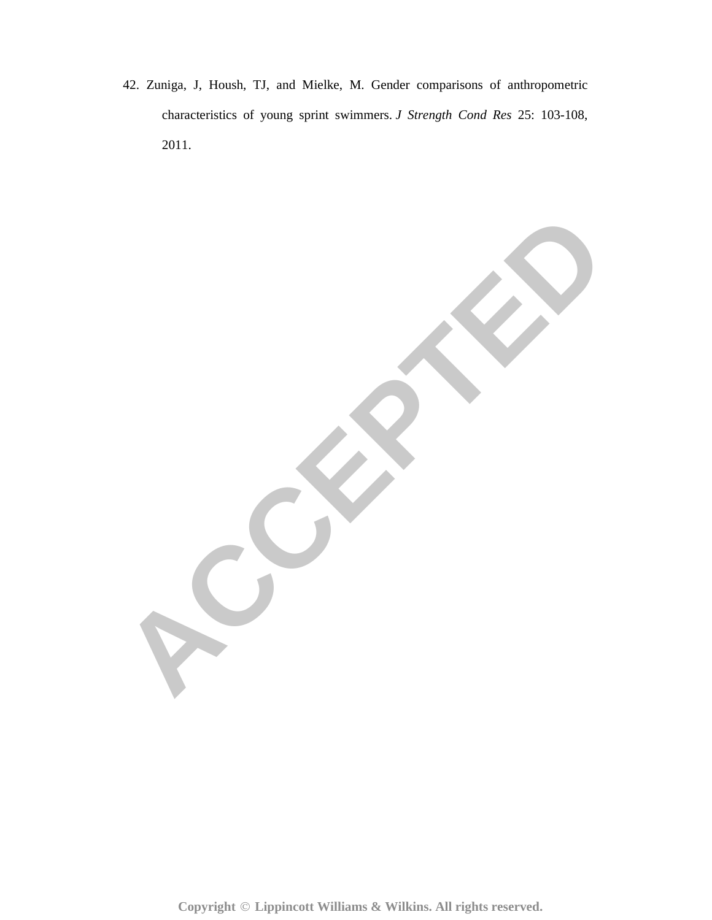42. Zuniga, J, Housh, TJ, and Mielke, M. Gender comparisons of anthropometric characteristics of young sprint swimmers. *J Strength Cond Res* 25: 103-108, 2011.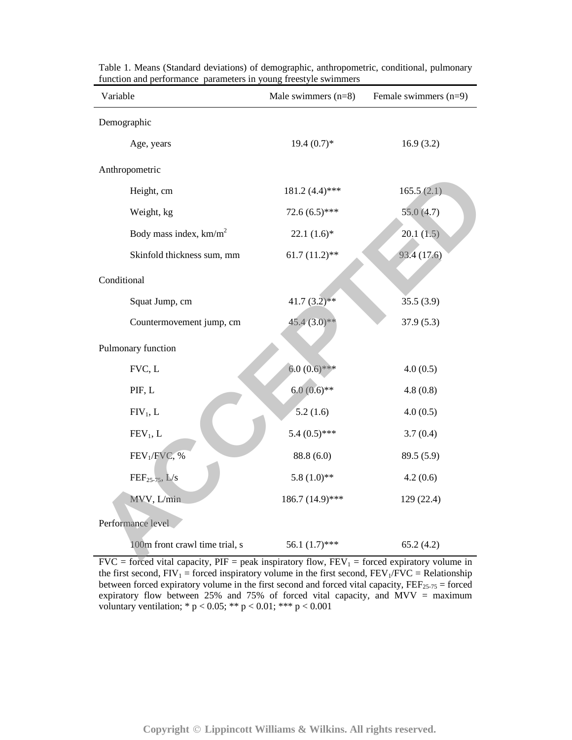Table 1. Means (Standard deviations) of demographic, anthropometric, conditional, pulmonary function and performance parameters in young freestyle swimmers

| Variable | Male swimmers (n=8) | Female swimmers (n=9) |
|---|---|---|
| Demographic | | |
| Age, years | 19.4 (0.7)* | 16.9 (3.2) |
| Anthropometric | | |
| Height, cm | 181.2 (4.4)*** | 165.5 (2.1) |
| Weight, kg | 72.6 (6.5)*** | 55.0 (4.7) |
| Body mass index, km/m$^2$ | 22.1 (1.6)* | 20.1 (1.5) |
| Skinfold thickness sum, mm | 61.7 (11.2)** | 93.4 (17.6) |
| Conditional | | |
| Squat Jump, cm | 41.7 (3.2)** | 35.5 (3.9) |
| Countermovement jump, cm | 45.4 (3.0)** | 37.9 (5.3) |
| Pulmonary function | | |
| FVC, L | 6.0 (0.6)*** | 4.0 (0.5) |
| PIF, L | 6.0 (0.6)** | 4.8 (0.8) |
| $FIV_1$, L | 5.2 (1.6) | 4.0 (0.5) |
| $FEV_1$, L | 5.4 (0.5)*** | 3.7 (0.4) |
| $FEV_1$/FVC, % | 88.8 (6.0) | 89.5 (5.9) |
| $FEF_{25-75}$, L/s | 5.8 (1.0)** | 4.2 (0.6) |
| MVV, L/min | 186.7 (14.9)*** | 129 (22.4) |
| Performance level | | |
| 100m front crawl time trial, s | 56.1 (1.7)*** | 65.2 (4.2) |

FVC = forced vital capacity, PIF = peak inspiratory flow, $FEV_1$ = forced expiratory volume in the first second, $FIV_1$ = forced inspiratory volume in the first second, $FEV_1$/FVC = Relationship between forced expiratory volume in the first second and forced vital capacity, $FEF_{25-75}$ = forced expiratory flow between 25% and 75% of forced vital capacity, and MVV = maximum voluntary ventilation; * $p < 0.05$; ** $p < 0.01$; *** $p < 0.001$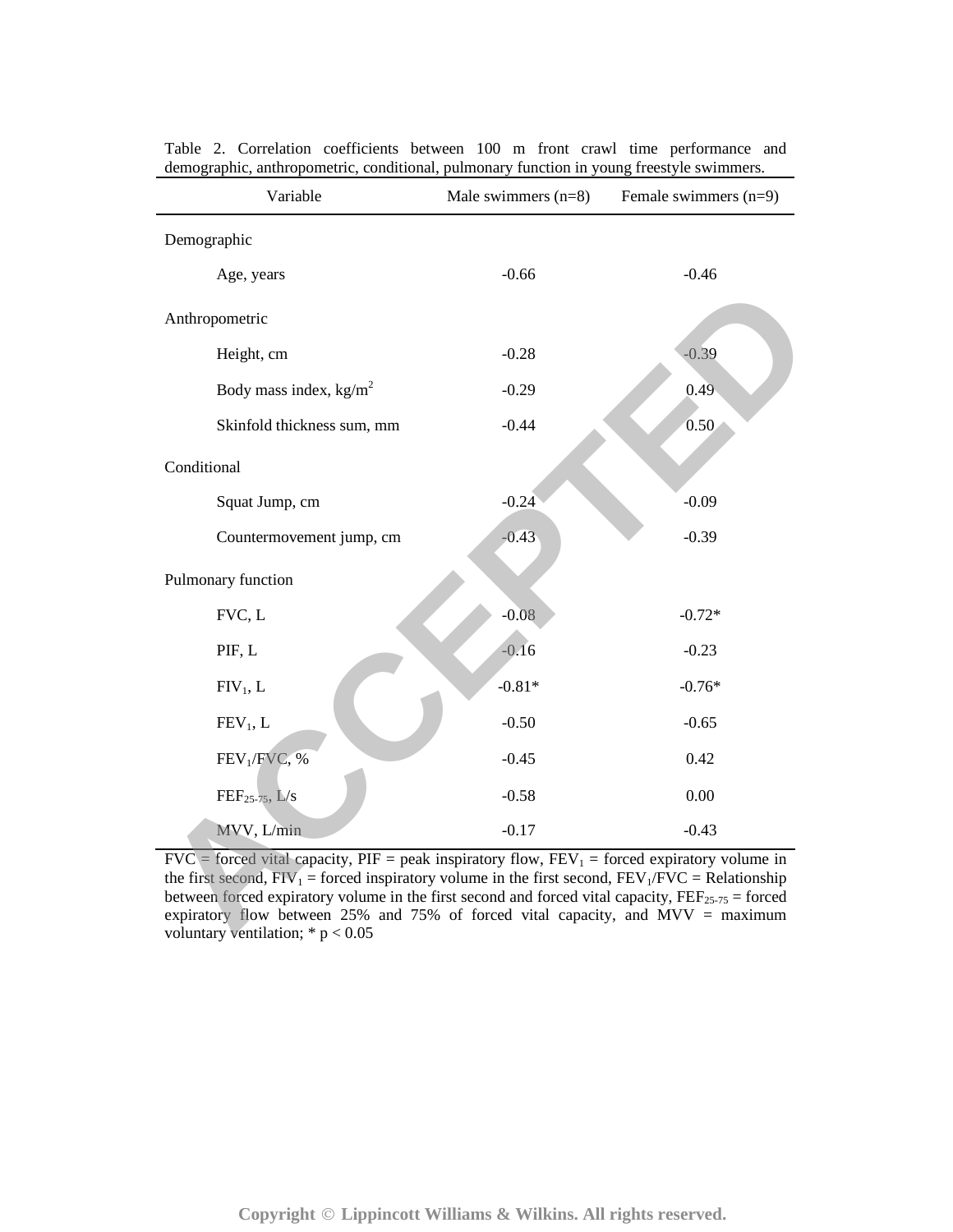Table 2. Correlation coefficients between 100 m front crawl time performance and demographic, anthropometric, conditional, pulmonary function in young freestyle swimmers.

| Variable | Male swimmers (n=8) | Female swimmers (n=9) |
|---|---|---|
| Demographic | | |
| Age, years | -0.66 | -0.46 |
| Anthropometric | | |
| Height, cm | -0.28 | -0.39 |
| Body mass index, $kg/m^2$ | -0.29 | 0.49 |
| Skinfold thickness sum, mm | -0.44 | 0.50 |
| Conditional | | |
| Squat Jump, cm | -0.24 | -0.09 |
| Countermovement jump, cm | -0.43 | -0.39 |
| Pulmonary function | | |
| FVC, L | -0.08 | -0.72* |
| PIF, L | -0.16 | -0.23 |
| $FIV_1$, L | -0.81* | -0.76* |
| $FEV_1$, L | -0.50 | -0.65 |
| $FEV_1$/FVC, % | -0.45 | 0.42 |
| $FEF_{25-75}$, L/s | -0.58 | 0.00 |
| MVV, L/min | -0.17 | -0.43 |

FVC = forced vital capacity, PIF = peak inspiratory flow, $FEV_1$ = forced expiratory volume in the first second, $FIV_1$ = forced inspiratory volume in the first second, $FEV_1$/FVC = Relationship between forced expiratory volume in the first second and forced vital capacity, $FEF_{25-75}$ = forced expiratory flow between 25% and 75% of forced vital capacity, and MVV = maximum voluntary ventilation; * $p < 0.05$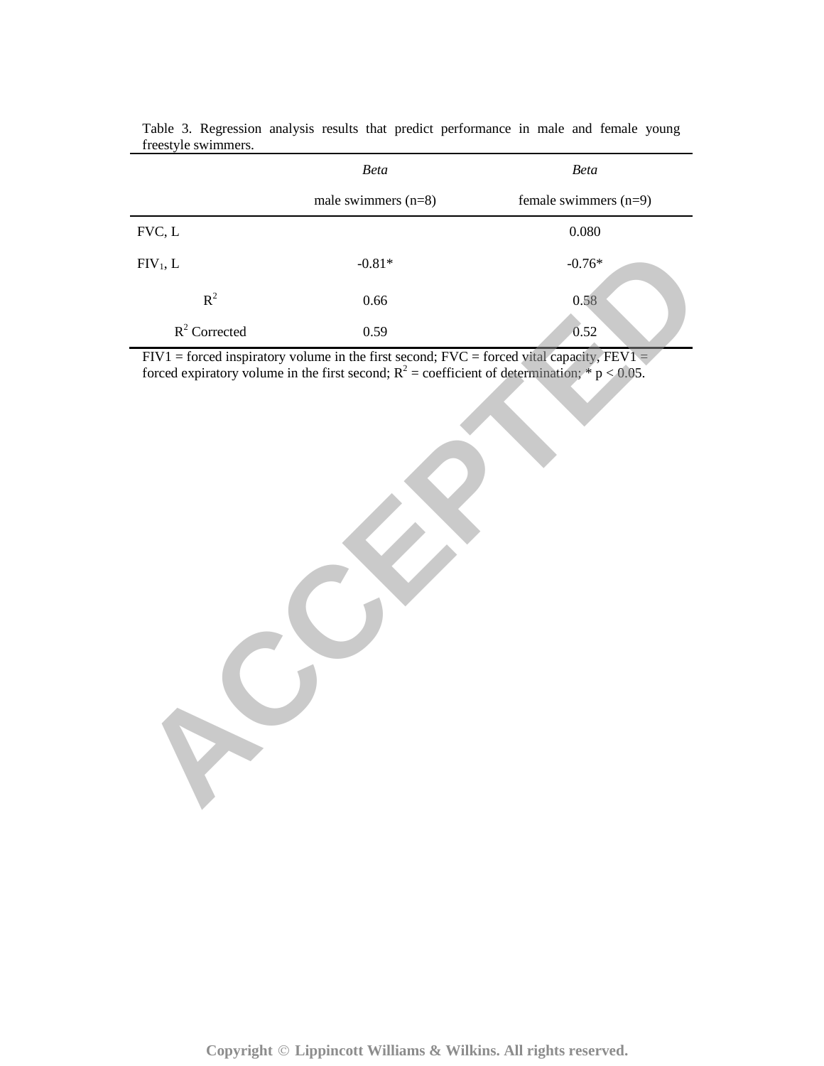Table 3. Regression analysis results that predict performance in male and female young freestyle swimmers.

| | *Beta* male swimmers (n=8) | *Beta* female swimmers (n=9) |
|---|---|---|
| FVC, L | | 0.080 |
| $FIV_1$, L | -0.81* | -0.76* |
| $R^2$ | 0.66 | 0.58 |
| $R^2$ Corrected | 0.59 | 0.52 |

FIV1 = forced inspiratory volume in the first second; FVC = forced vital capacity, FEV1 = forced expiratory volume in the first second; $R^2$ = coefficient of determination; * $p < 0.05$.